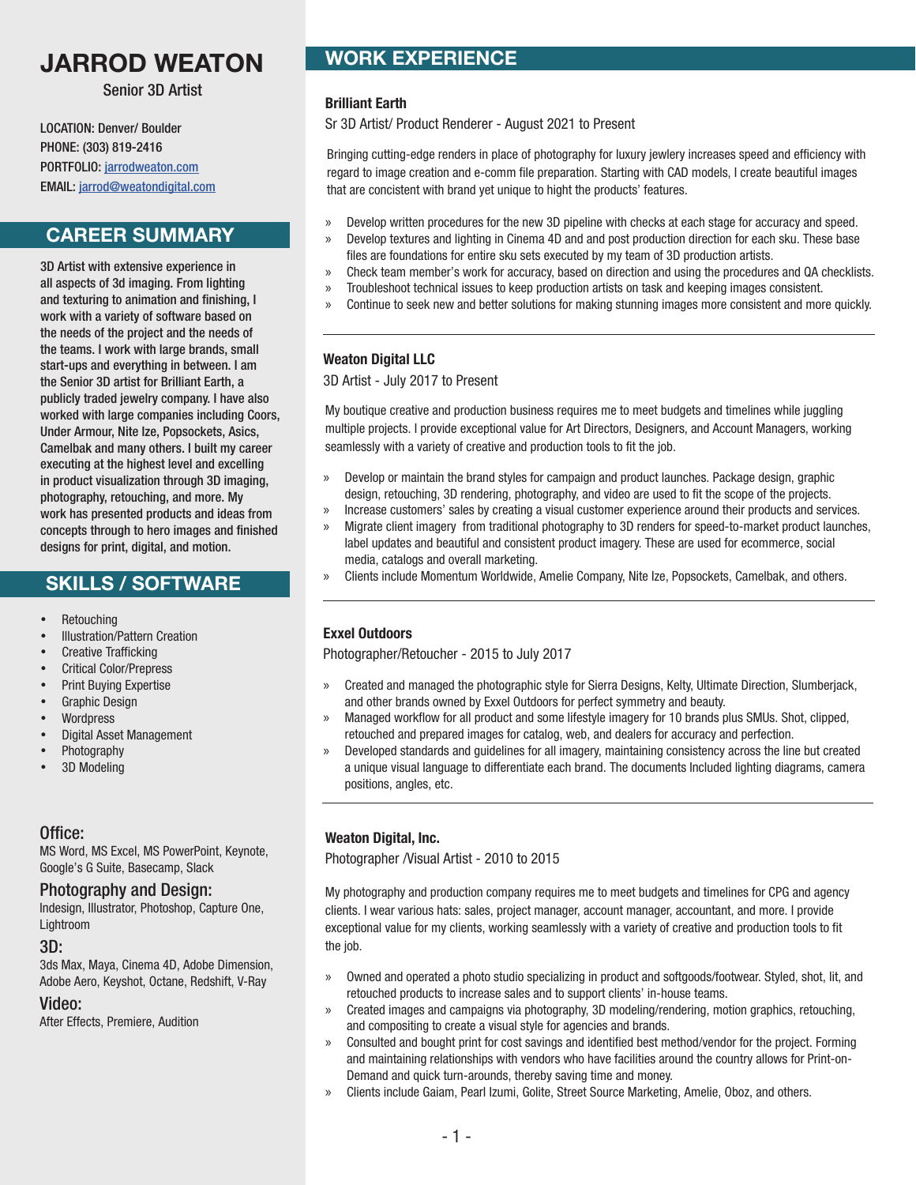# JARROD WEATON

Senior 3D Artist

LOCATION: Denver/ Boulder
PHONE: (303) 819-2416
PORTFOLIO: jarrodweaton.com
EMAIL: jarrod@weatondigital.com

## CAREER SUMMARY

3D Artist with extensive experience in all aspects of 3d imaging. From lighting and texturing to animation and finishing, I work with a variety of software based on the needs of the project and the needs of the teams. I work with large brands, small start-ups and everything in between. I am the Senior 3D artist for Brilliant Earth, a publicly traded jewelry company. I have also worked with large companies including Coors, Under Armour, Nite Ize, Popsockets, Asics, Camelbak and many others. I built my career executing at the highest level and excelling in product visualization through 3D imaging, photography, retouching, and more. My work has presented products and ideas from concepts through to hero images and finished designs for print, digital, and motion.

## SKILLS / SOFTWARE

- Retouching
- Illustration/Pattern Creation
- Creative Trafficking
- Critical Color/Prepress
- Print Buying Expertise
- Graphic Design
- Wordpress
- Digital Asset Management
- Photography
- 3D Modeling

### Office:
MS Word, MS Excel, MS PowerPoint, Keynote, Google's G Suite, Basecamp, Slack

### Photography and Design:
Indesign, Illustrator, Photoshop, Capture One, Lightroom

### 3D:
3ds Max, Maya, Cinema 4D, Adobe Dimension, Adobe Aero, Keyshot, Octane, Redshift, V-Ray

### Video:
After Effects, Premiere, Audition

## WORK EXPERIENCE

**Brilliant Earth**
Sr 3D Artist/ Product Renderer - August 2021 to Present

Bringing cutting-edge renders in place of photography for luxury jewlery increases speed and efficiency with regard to image creation and e-comm file preparation. Starting with CAD models, I create beautiful images that are concistent with brand yet unique to hight the products' features.

» Develop written procedures for the new 3D pipeline with checks at each stage for accuracy and speed.
» Develop textures and lighting in Cinema 4D and and post production direction for each sku. These base files are foundations for entire sku sets executed by my team of 3D production artists.
» Check team member's work for accuracy, based on direction and using the procedures and QA checklists.
» Troubleshoot technical issues to keep production artists on task and keeping images consistent.
» Continue to seek new and better solutions for making stunning images more consistent and more quickly.

---

**Weaton Digital LLC**
3D Artist - July 2017 to Present

My boutique creative and production business requires me to meet budgets and timelines while juggling multiple projects. I provide exceptional value for Art Directors, Designers, and Account Managers, working seamlessly with a variety of creative and production tools to fit the job.

» Develop or maintain the brand styles for campaign and product launches. Package design, graphic design, retouching, 3D rendering, photography, and video are used to fit the scope of the projects.
» Increase customers' sales by creating a visual customer experience around their products and services.
» Migrate client imagery from traditional photography to 3D renders for speed-to-market product launches, label updates and beautiful and consistent product imagery. These are used for ecommerce, social media, catalogs and overall marketing.
» Clients include Momentum Worldwide, Amelie Company, Nite Ize, Popsockets, Camelbak, and others.

---

**Exxel Outdoors**
Photographer/Retoucher - 2015 to July 2017

» Created and managed the photographic style for Sierra Designs, Kelty, Ultimate Direction, Slumberjack, and other brands owned by Exxel Outdoors for perfect symmetry and beauty.
» Managed workflow for all product and some lifestyle imagery for 10 brands plus SMUs. Shot, clipped, retouched and prepared images for catalog, web, and dealers for accuracy and perfection.
» Developed standards and guidelines for all imagery, maintaining consistency across the line but created a unique visual language to differentiate each brand. The documents Included lighting diagrams, camera positions, angles, etc.

---

**Weaton Digital, Inc.**
Photographer /Visual Artist - 2010 to 2015

My photography and production company requires me to meet budgets and timelines for CPG and agency clients. I wear various hats: sales, project manager, account manager, accountant, and more. I provide exceptional value for my clients, working seamlessly with a variety of creative and production tools to fit the job.

» Owned and operated a photo studio specializing in product and softgoods/footwear. Styled, shot, lit, and retouched products to increase sales and to support clients' in-house teams.
» Created images and campaigns via photography, 3D modeling/rendering, motion graphics, retouching, and compositing to create a visual style for agencies and brands.
» Consulted and bought print for cost savings and identified best method/vendor for the project. Forming and maintaining relationships with vendors who have facilities around the country allows for Print-on-Demand and quick turn-arounds, thereby saving time and money.
» Clients include Gaiam, Pearl Izumi, Golite, Street Source Marketing, Amelie, Oboz, and others.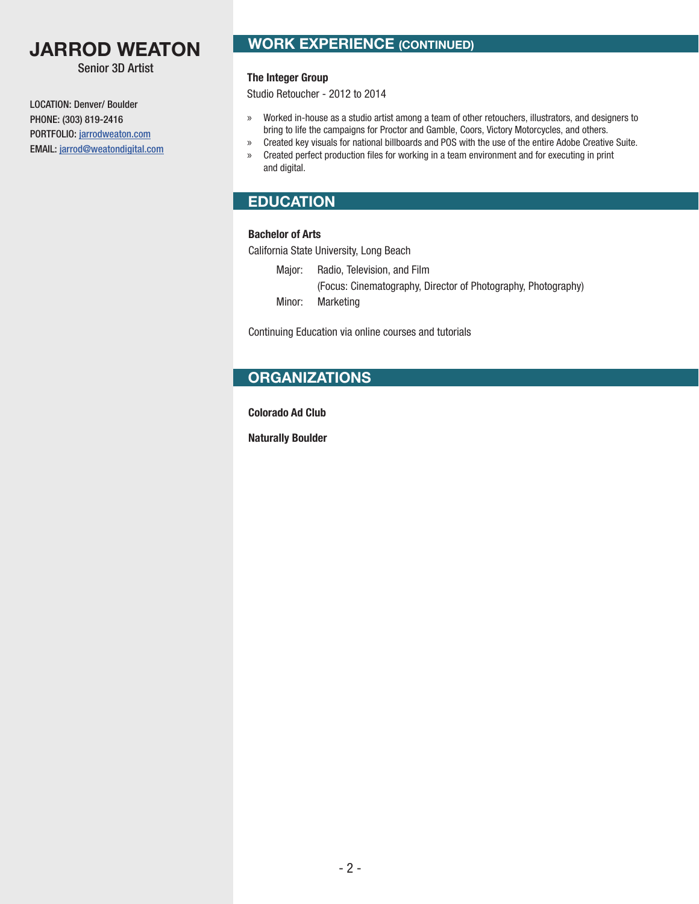# JARROD WEATON

Senior 3D Artist

LOCATION: Denver/ Boulder
PHONE: (303) 819-2416
PORTFOLIO: jarrodweaton.com
EMAIL: jarrod@weatondigital.com

## WORK EXPERIENCE (CONTINUED)

**The Integer Group**
Studio Retoucher - 2012 to 2014

- Worked in-house as a studio artist among a team of other retouchers, illustrators, and designers to bring to life the campaigns for Proctor and Gamble, Coors, Victory Motorcycles, and others.
- Created key visuals for national billboards and POS with the use of the entire Adobe Creative Suite.
- Created perfect production files for working in a team environment and for executing in print and digital.

## EDUCATION

**Bachelor of Arts**
California State University, Long Beach

Major: Radio, Television, and Film
(Focus: Cinematography, Director of Photography, Photography)
Minor: Marketing

Continuing Education via online courses and tutorials

## ORGANIZATIONS

**Colorado Ad Club**

**Naturally Boulder**